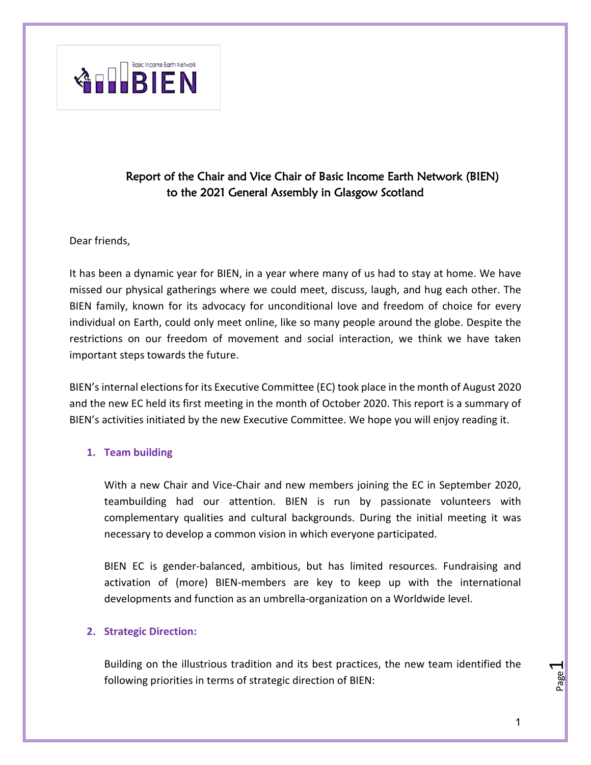# Report of the Chair and Vice Chair of Basic Income Earth Network (BIEN) to the 2021 General Assembly in Glasgow Scotland

Dear friends,

It has been a dynamic year for BIEN, in a year where many of us had to stay at home. We have missed our physical gatherings where we could meet, discuss, laugh, and hug each other. The BIEN family, known for its advocacy for unconditional love and freedom of choice for every individual on Earth, could only meet online, like so many people around the globe. Despite the restrictions on our freedom of movement and social interaction, we think we have taken important steps towards the future.

BIEN's internal elections for its Executive Committee (EC) took place in the month of August 2020 and the new EC held its first meeting in the month of October 2020. This report is a summary of BIEN's activities initiated by the new Executive Committee. We hope you will enjoy reading it.

## 1. Team building

With a new Chair and Vice-Chair and new members joining the EC in September 2020, teambuilding had our attention. BIEN is run by passionate volunteers with complementary qualities and cultural backgrounds. During the initial meeting it was necessary to develop a common vision in which everyone participated.

BIEN EC is gender-balanced, ambitious, but has limited resources. Fundraising and activation of (more) BIEN-members are key to keep up with the international developments and function as an umbrella-organization on a Worldwide level.

## 2. Strategic Direction:

Building on the illustrious tradition and its best practices, the new team identified the following priorities in terms of strategic direction of BIEN: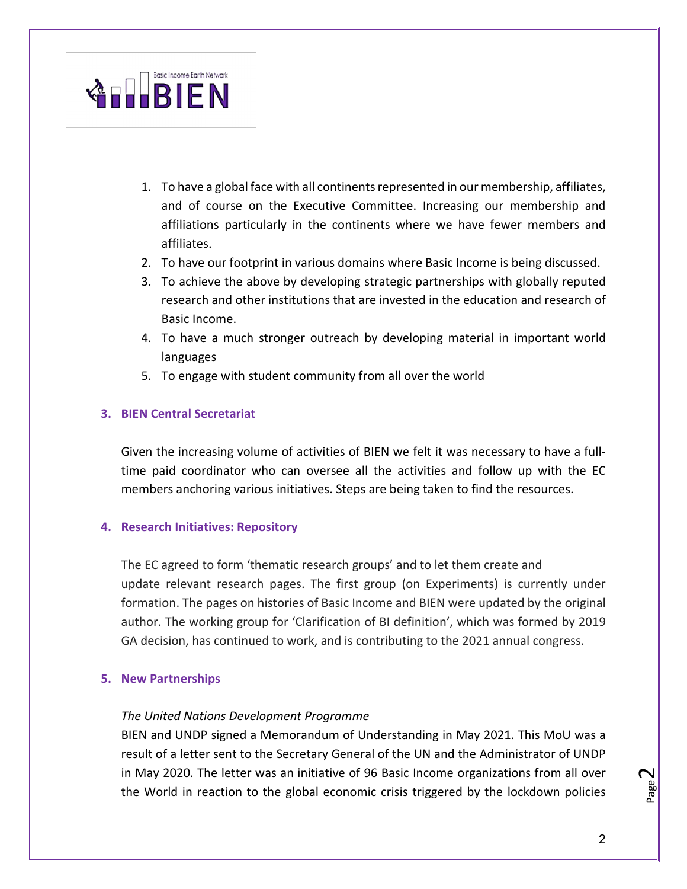1. To have a global face with all continents represented in our membership, affiliates, and of course on the Executive Committee. Increasing our membership and affiliations particularly in the continents where we have fewer members and affiliates.
2. To have our footprint in various domains where Basic Income is being discussed.
3. To achieve the above by developing strategic partnerships with globally reputed research and other institutions that are invested in the education and research of Basic Income.
4. To have a much stronger outreach by developing material in important world languages
5. To engage with student community from all over the world

## 3. BIEN Central Secretariat

Given the increasing volume of activities of BIEN we felt it was necessary to have a full-time paid coordinator who can oversee all the activities and follow up with the EC members anchoring various initiatives. Steps are being taken to find the resources.

## 4. Research Initiatives: Repository

The EC agreed to form 'thematic research groups' and to let them create and update relevant research pages. The first group (on Experiments) is currently under formation. The pages on histories of Basic Income and BIEN were updated by the original author. The working group for 'Clarification of BI definition', which was formed by 2019 GA decision, has continued to work, and is contributing to the 2021 annual congress.

## 5. New Partnerships

*The United Nations Development Programme*

BIEN and UNDP signed a Memorandum of Understanding in May 2021. This MoU was a result of a letter sent to the Secretary General of the UN and the Administrator of UNDP in May 2020. The letter was an initiative of 96 Basic Income organizations from all over the World in reaction to the global economic crisis triggered by the lockdown policies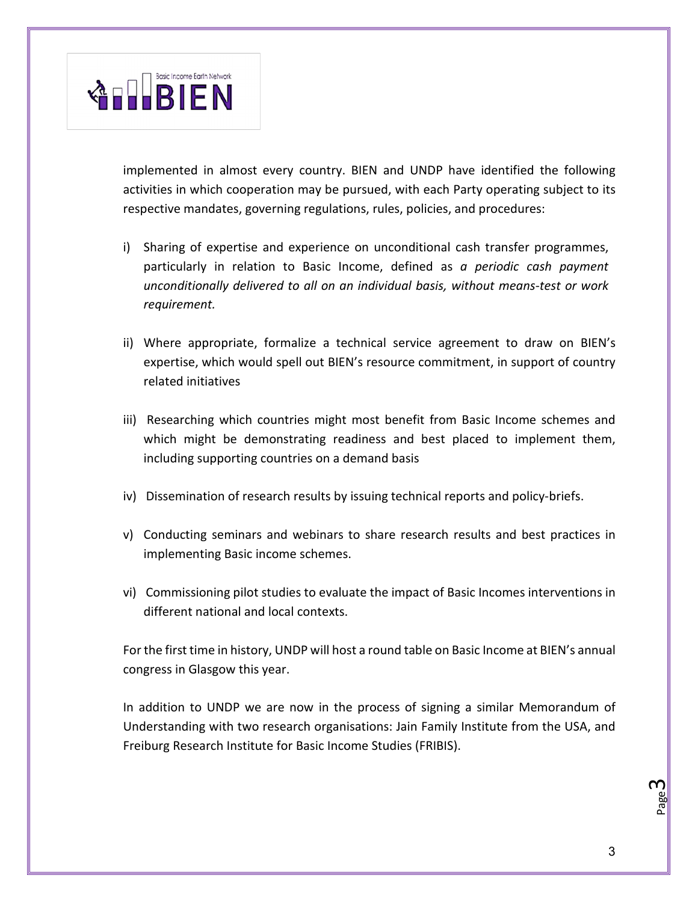implemented in almost every country. BIEN and UNDP have identified the following activities in which cooperation may be pursued, with each Party operating subject to its respective mandates, governing regulations, rules, policies, and procedures:

i) Sharing of expertise and experience on unconditional cash transfer programmes, particularly in relation to Basic Income, defined as *a periodic cash payment unconditionally delivered to all on an individual basis, without means-test or work requirement.*

ii) Where appropriate, formalize a technical service agreement to draw on BIEN's expertise, which would spell out BIEN's resource commitment, in support of country related initiatives

iii) Researching which countries might most benefit from Basic Income schemes and which might be demonstrating readiness and best placed to implement them, including supporting countries on a demand basis

iv) Dissemination of research results by issuing technical reports and policy-briefs.

v) Conducting seminars and webinars to share research results and best practices in implementing Basic income schemes.

vi) Commissioning pilot studies to evaluate the impact of Basic Incomes interventions in different national and local contexts.

For the first time in history, UNDP will host a round table on Basic Income at BIEN's annual congress in Glasgow this year.

In addition to UNDP we are now in the process of signing a similar Memorandum of Understanding with two research organisations: Jain Family Institute from the USA, and Freiburg Research Institute for Basic Income Studies (FRIBIS).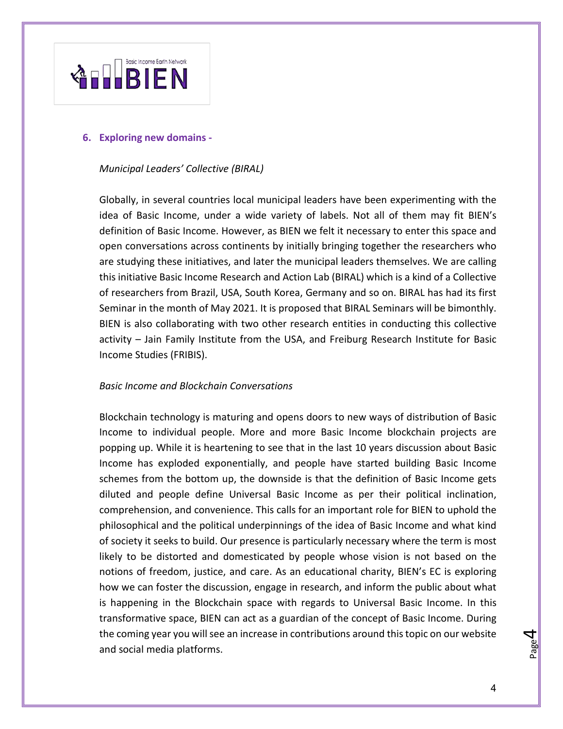## 6. Exploring new domains -

*Municipal Leaders' Collective (BIRAL)*

Globally, in several countries local municipal leaders have been experimenting with the idea of Basic Income, under a wide variety of labels. Not all of them may fit BIEN's definition of Basic Income. However, as BIEN we felt it necessary to enter this space and open conversations across continents by initially bringing together the researchers who are studying these initiatives, and later the municipal leaders themselves. We are calling this initiative Basic Income Research and Action Lab (BIRAL) which is a kind of a Collective of researchers from Brazil, USA, South Korea, Germany and so on. BIRAL has had its first Seminar in the month of May 2021. It is proposed that BIRAL Seminars will be bimonthly. BIEN is also collaborating with two other research entities in conducting this collective activity – Jain Family Institute from the USA, and Freiburg Research Institute for Basic Income Studies (FRIBIS).

*Basic Income and Blockchain Conversations*

Blockchain technology is maturing and opens doors to new ways of distribution of Basic Income to individual people. More and more Basic Income blockchain projects are popping up. While it is heartening to see that in the last 10 years discussion about Basic Income has exploded exponentially, and people have started building Basic Income schemes from the bottom up, the downside is that the definition of Basic Income gets diluted and people define Universal Basic Income as per their political inclination, comprehension, and convenience. This calls for an important role for BIEN to uphold the philosophical and the political underpinnings of the idea of Basic Income and what kind of society it seeks to build. Our presence is particularly necessary where the term is most likely to be distorted and domesticated by people whose vision is not based on the notions of freedom, justice, and care. As an educational charity, BIEN's EC is exploring how we can foster the discussion, engage in research, and inform the public about what is happening in the Blockchain space with regards to Universal Basic Income. In this transformative space, BIEN can act as a guardian of the concept of Basic Income. During the coming year you will see an increase in contributions around this topic on our website and social media platforms.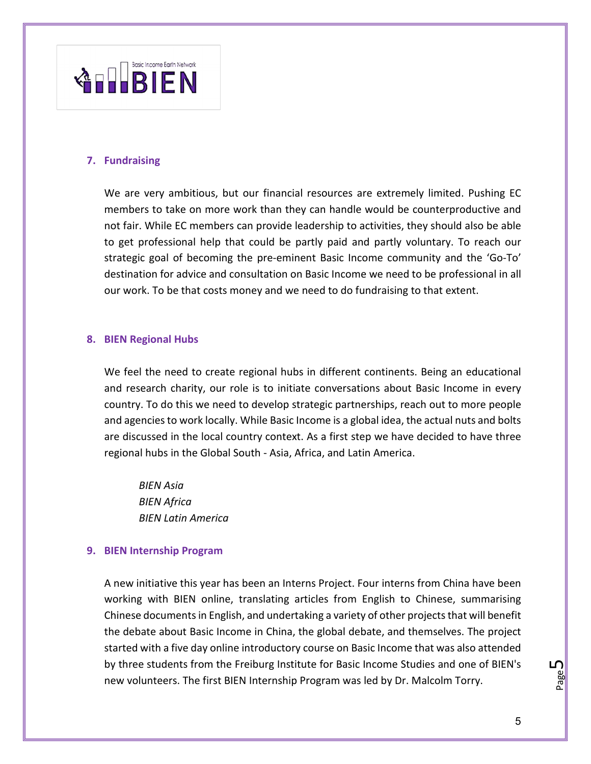## 7. Fundraising

We are very ambitious, but our financial resources are extremely limited. Pushing EC members to take on more work than they can handle would be counterproductive and not fair. While EC members can provide leadership to activities, they should also be able to get professional help that could be partly paid and partly voluntary. To reach our strategic goal of becoming the pre-eminent Basic Income community and the 'Go-To' destination for advice and consultation on Basic Income we need to be professional in all our work. To be that costs money and we need to do fundraising to that extent.

## 8. BIEN Regional Hubs

We feel the need to create regional hubs in different continents. Being an educational and research charity, our role is to initiate conversations about Basic Income in every country. To do this we need to develop strategic partnerships, reach out to more people and agencies to work locally. While Basic Income is a global idea, the actual nuts and bolts are discussed in the local country context. As a first step we have decided to have three regional hubs in the Global South - Asia, Africa, and Latin America.

*BIEN Asia*
*BIEN Africa*
*BIEN Latin America*

## 9. BIEN Internship Program

A new initiative this year has been an Interns Project. Four interns from China have been working with BIEN online, translating articles from English to Chinese, summarising Chinese documents in English, and undertaking a variety of other projects that will benefit the debate about Basic Income in China, the global debate, and themselves. The project started with a five day online introductory course on Basic Income that was also attended by three students from the Freiburg Institute for Basic Income Studies and one of BIEN's new volunteers. The first BIEN Internship Program was led by Dr. Malcolm Torry.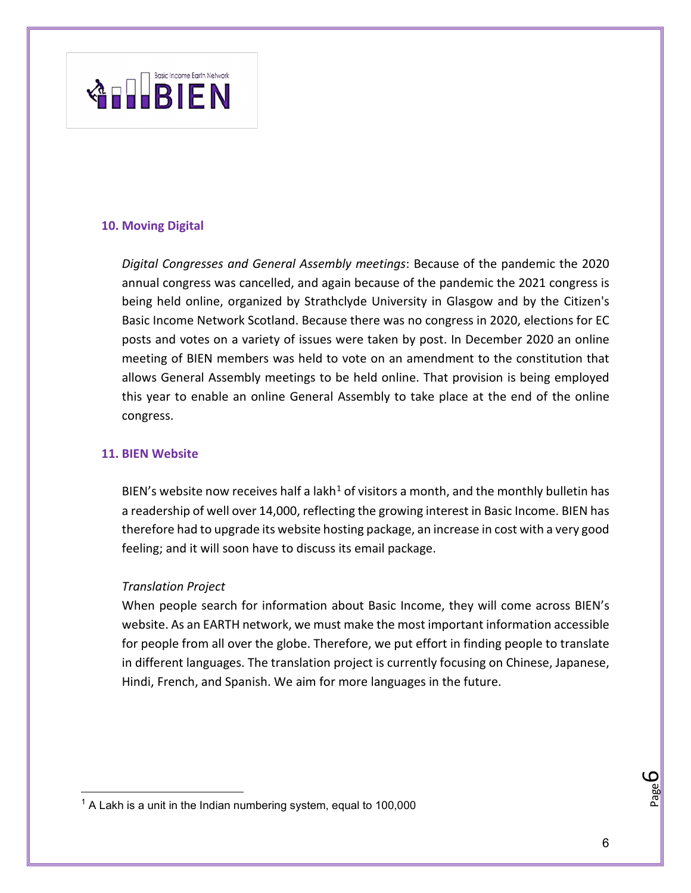## 10. Moving Digital

*Digital Congresses and General Assembly meetings*: Because of the pandemic the 2020 annual congress was cancelled, and again because of the pandemic the 2021 congress is being held online, organized by Strathclyde University in Glasgow and by the Citizen's Basic Income Network Scotland. Because there was no congress in 2020, elections for EC posts and votes on a variety of issues were taken by post. In December 2020 an online meeting of BIEN members was held to vote on an amendment to the constitution that allows General Assembly meetings to be held online. That provision is being employed this year to enable an online General Assembly to take place at the end of the online congress.

## 11. BIEN Website

BIEN's website now receives half a lakh[1] of visitors a month, and the monthly bulletin has a readership of well over 14,000, reflecting the growing interest in Basic Income. BIEN has therefore had to upgrade its website hosting package, an increase in cost with a very good feeling; and it will soon have to discuss its email package.

*Translation Project*

When people search for information about Basic Income, they will come across BIEN's website. As an EARTH network, we must make the most important information accessible for people from all over the globe. Therefore, we put effort in finding people to translate in different languages. The translation project is currently focusing on Chinese, Japanese, Hindi, French, and Spanish. We aim for more languages in the future.

[1] A Lakh is a unit in the Indian numbering system, equal to 100,000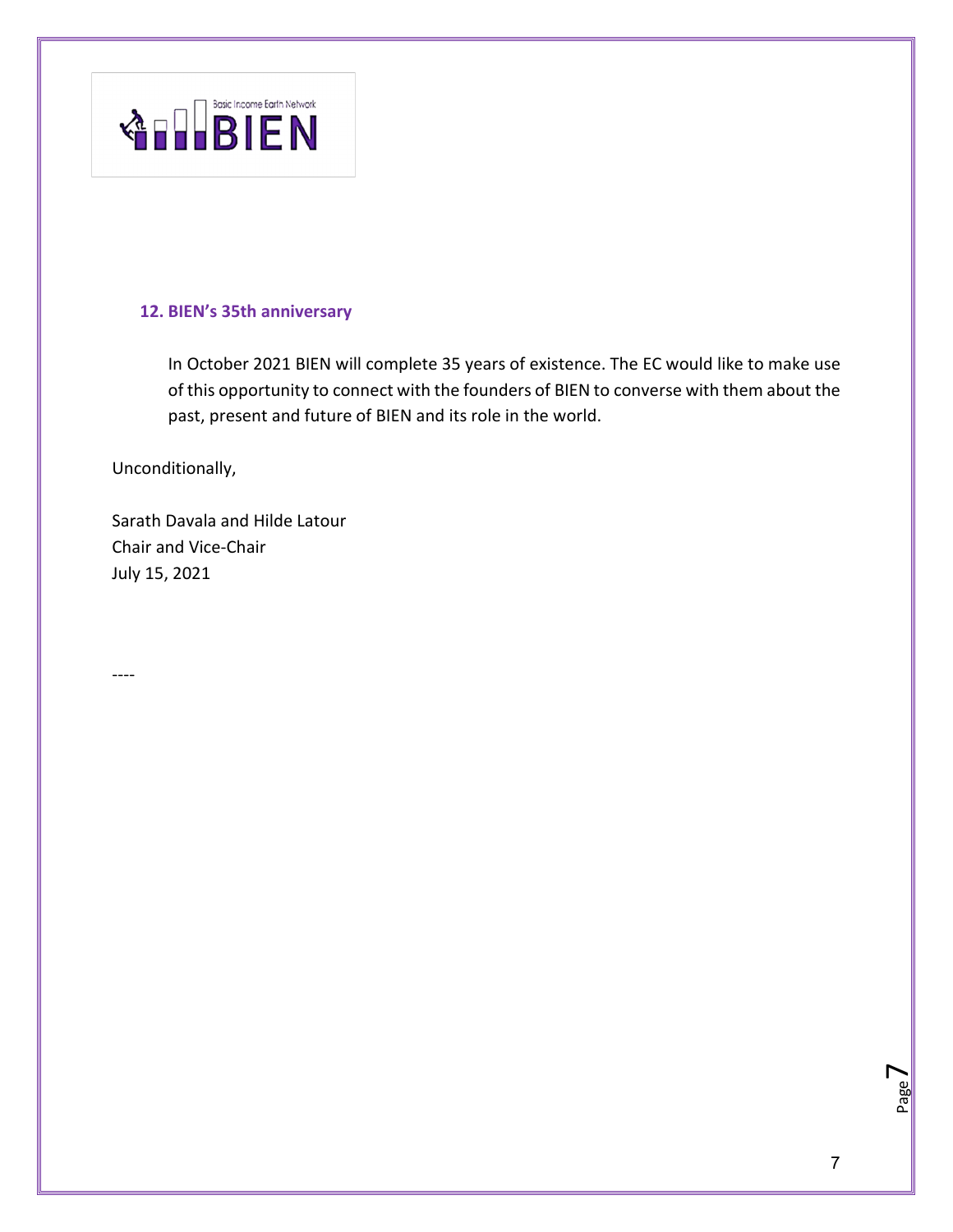### 12. BIEN's 35th anniversary

In October 2021 BIEN will complete 35 years of existence. The EC would like to make use of this opportunity to connect with the founders of BIEN to converse with them about the past, present and future of BIEN and its role in the world.

Unconditionally,

Sarath Davala and Hilde Latour  
Chair and Vice-Chair  
July 15, 2021

----